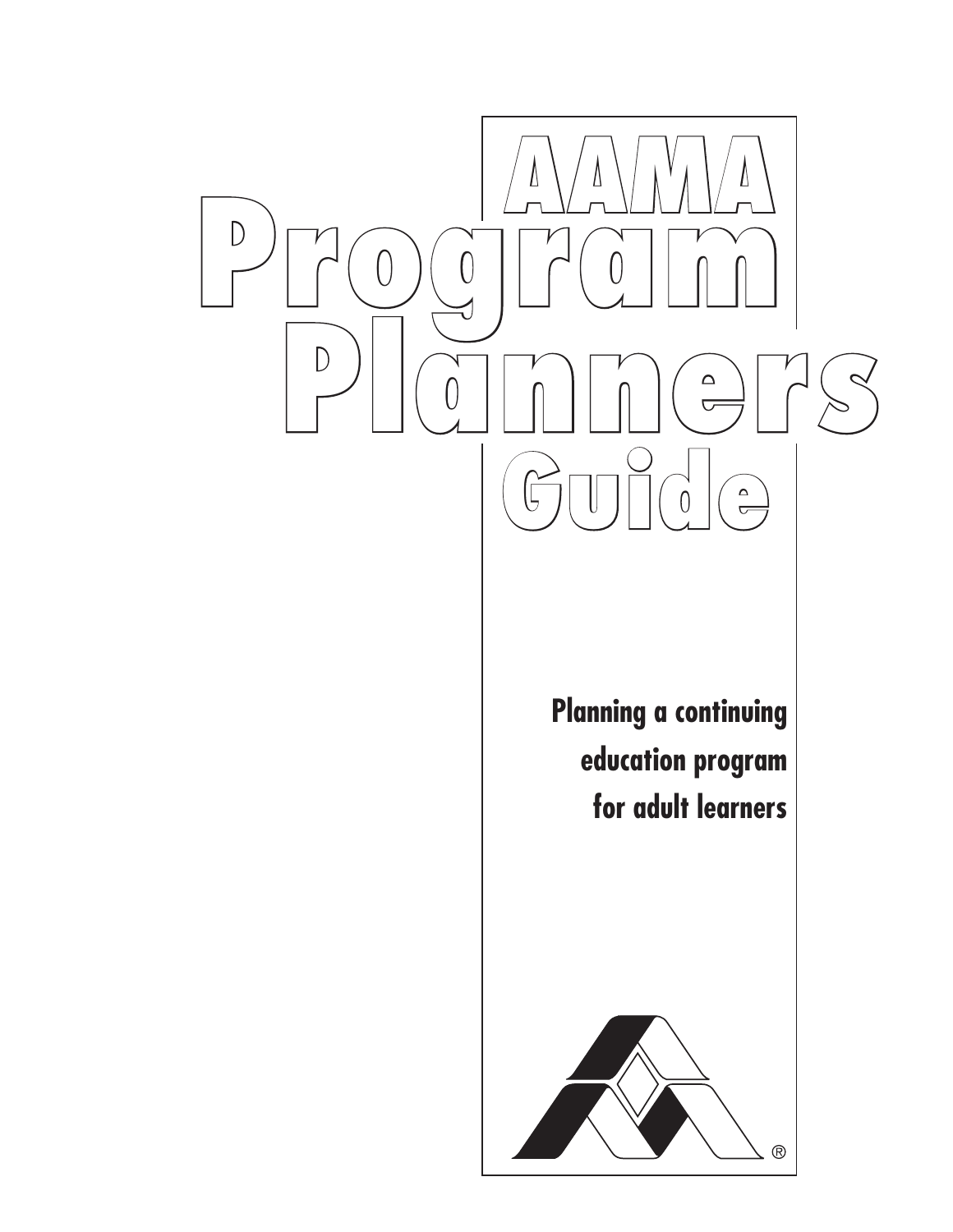# AAMA Program Planners Guide

**Planning a continuing education program for adult learners**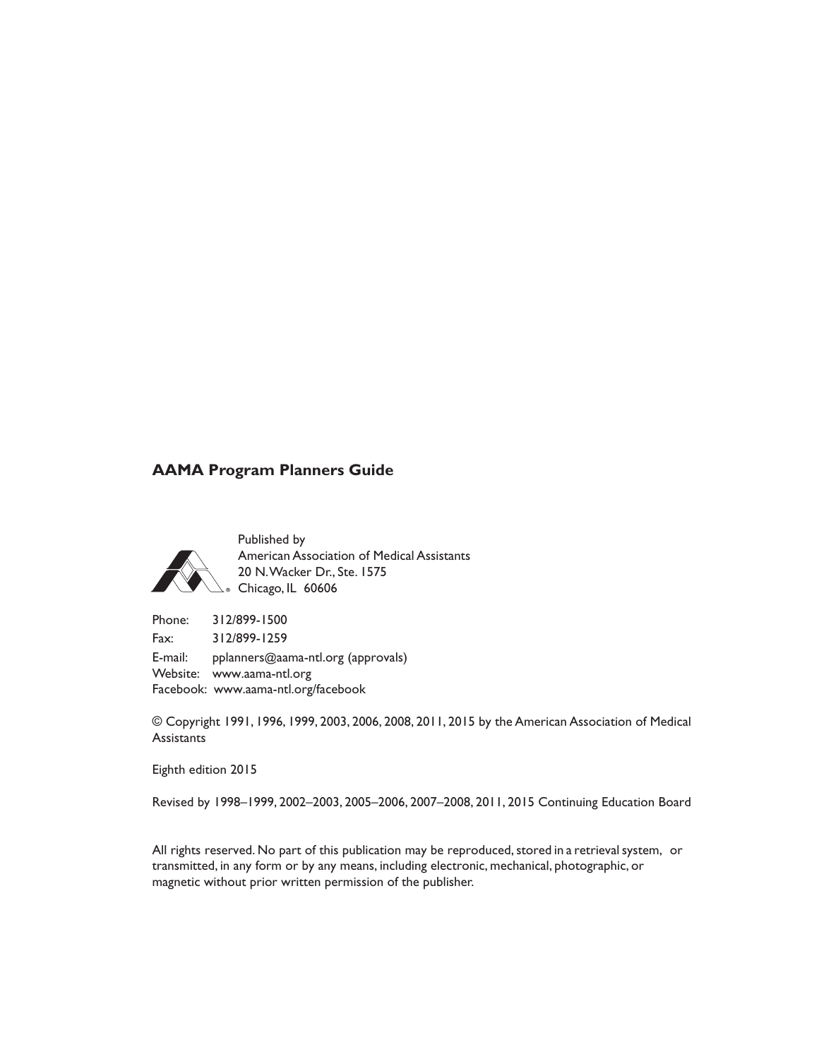**AAMA Program Planners Guide**

Published by
American Association of Medical Assistants
20 N. Wacker Dr., Ste. 1575
Chicago, IL 60606

Phone: 312/899-1500
Fax: 312/899-1259
E-mail: pplanners@aama-ntl.org (approvals)
Website: www.aama-ntl.org
Facebook: www.aama-ntl.org/facebook

© Copyright 1991, 1996, 1999, 2003, 2006, 2008, 2011, 2015 by the American Association of Medical Assistants

Eighth edition 2015

Revised by 1998–1999, 2002–2003, 2005–2006, 2007–2008, 2011, 2015 Continuing Education Board

All rights reserved. No part of this publication may be reproduced, stored in a retrieval system, or transmitted, in any form or by any means, including electronic, mechanical, photographic, or magnetic without prior written permission of the publisher.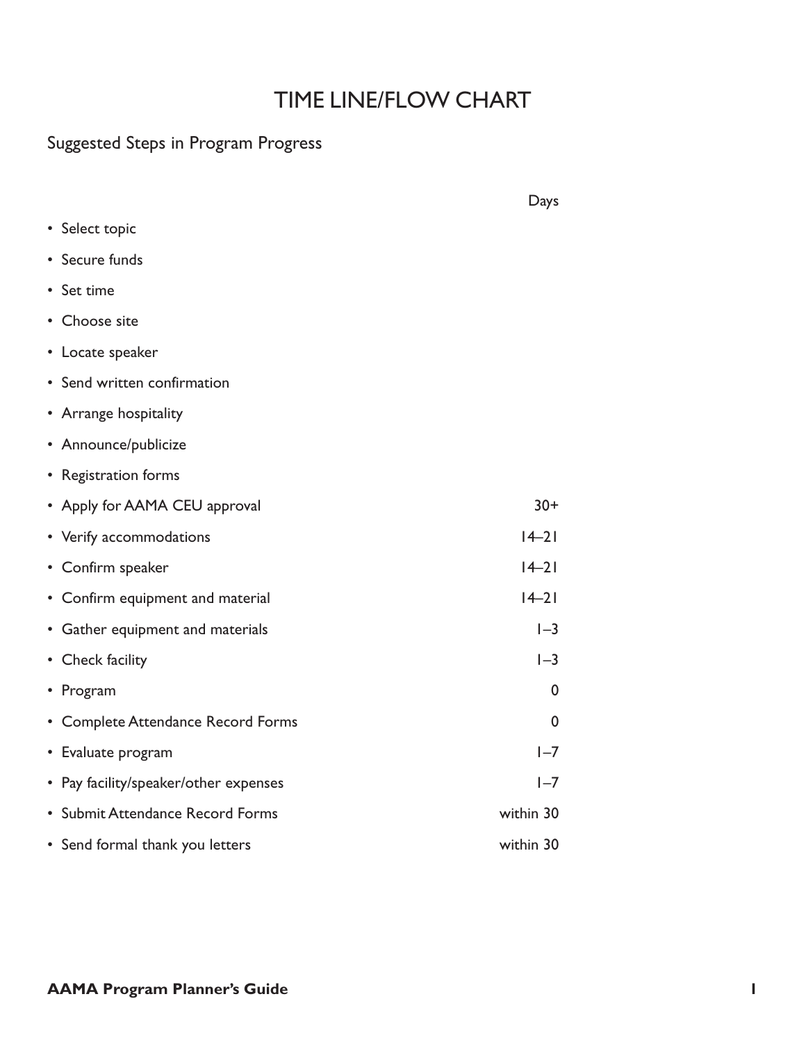# TIME LINE/FLOW CHART

## Suggested Steps in Program Progress

| | Days |
|---|---|
| • Select topic | |
| • Secure funds | |
| • Set time | |
| • Choose site | |
| • Locate speaker | |
| • Send written confirmation | |
| • Arrange hospitality | |
| • Announce/publicize | |
| • Registration forms | |
| • Apply for AAMA CEU approval | 30+ |
| • Verify accommodations | 14–21 |
| • Confirm speaker | 14–21 |
| • Confirm equipment and material | 14–21 |
| • Gather equipment and materials | 1–3 |
| • Check facility | 1–3 |
| • Program | 0 |
| • Complete Attendance Record Forms | 0 |
| • Evaluate program | 1–7 |
| • Pay facility/speaker/other expenses | 1–7 |
| • Submit Attendance Record Forms | within 30 |
| • Send formal thank you letters | within 30 |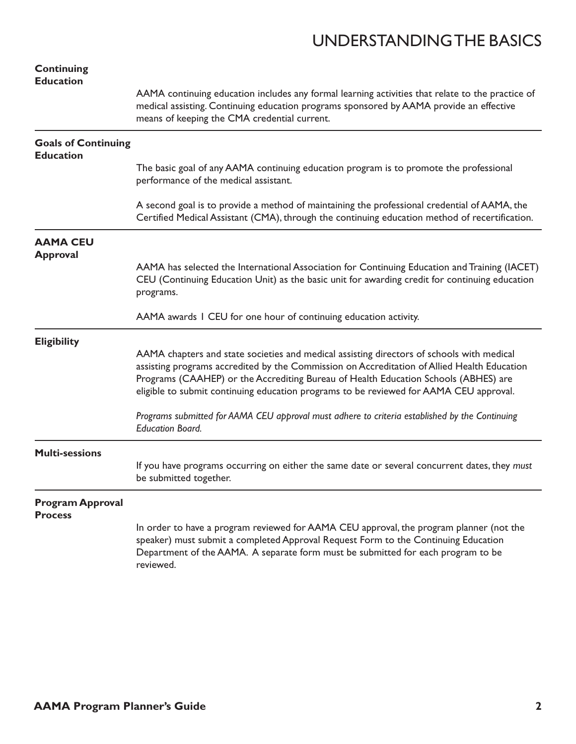# UNDERSTANDING THE BASICS

### Continuing Education

AAMA continuing education includes any formal learning activities that relate to the practice of medical assisting. Continuing education programs sponsored by AAMA provide an effective means of keeping the CMA credential current.

### Goals of Continuing Education

The basic goal of any AAMA continuing education program is to promote the professional performance of the medical assistant.

A second goal is to provide a method of maintaining the professional credential of AAMA, the Certified Medical Assistant (CMA), through the continuing education method of recertification.

### AAMA CEU Approval

AAMA has selected the International Association for Continuing Education and Training (IACET) CEU (Continuing Education Unit) as the basic unit for awarding credit for continuing education programs.

AAMA awards 1 CEU for one hour of continuing education activity.

### Eligibility

AAMA chapters and state societies and medical assisting directors of schools with medical assisting programs accredited by the Commission on Accreditation of Allied Health Education Programs (CAAHEP) or the Accrediting Bureau of Health Education Schools (ABHES) are eligible to submit continuing education programs to be reviewed for AAMA CEU approval.

*Programs submitted for AAMA CEU approval must adhere to criteria established by the Continuing Education Board.*

### Multi-sessions

If you have programs occurring on either the same date or several concurrent dates, they *must* be submitted together.

### Program Approval Process

In order to have a program reviewed for AAMA CEU approval, the program planner (not the speaker) must submit a completed Approval Request Form to the Continuing Education Department of the AAMA. A separate form must be submitted for each program to be reviewed.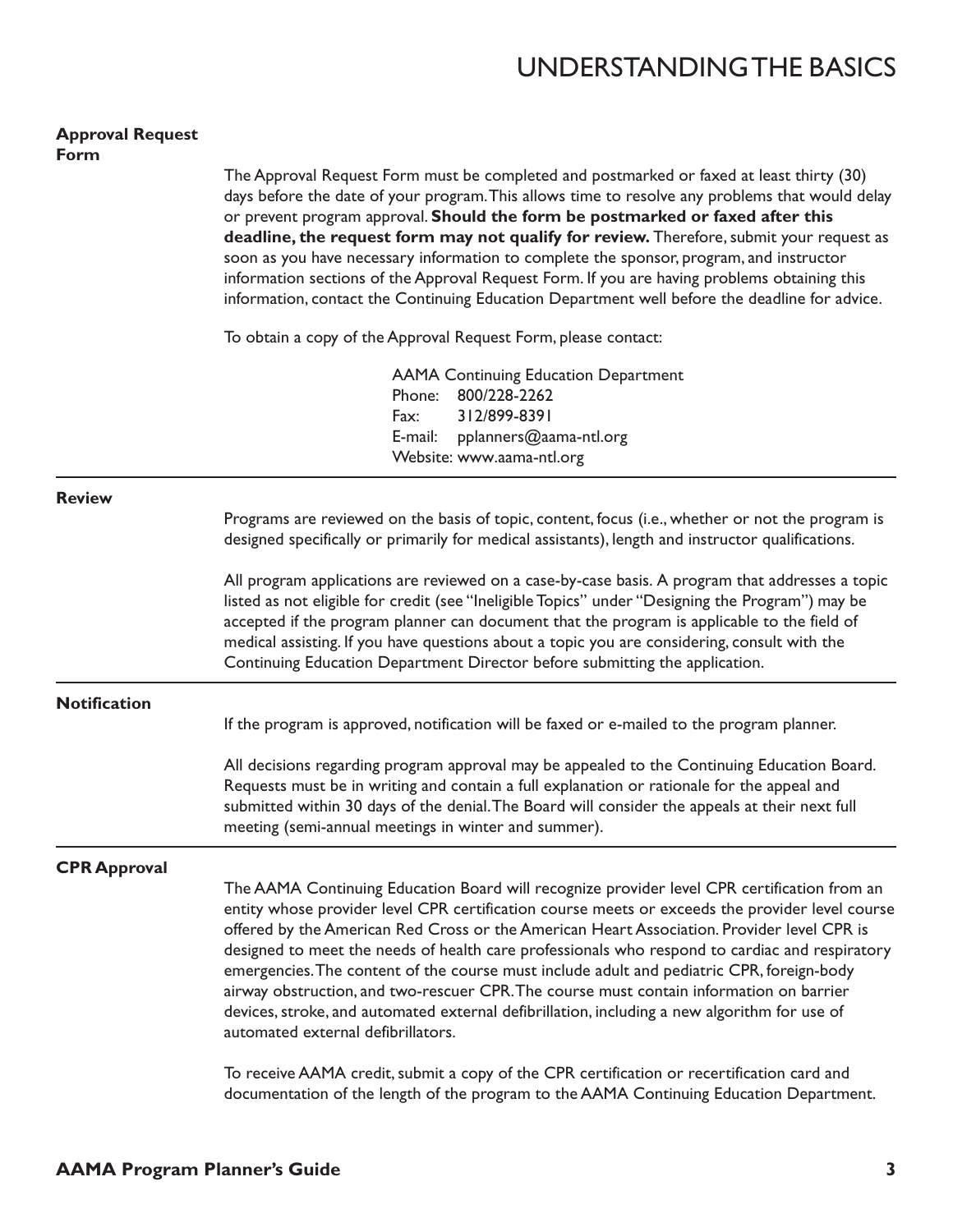# UNDERSTANDING THE BASICS

## Approval Request Form

The Approval Request Form must be completed and postmarked or faxed at least thirty (30) days before the date of your program. This allows time to resolve any problems that would delay or prevent program approval. **Should the form be postmarked or faxed after this deadline, the request form may not qualify for review.** Therefore, submit your request as soon as you have necessary information to complete the sponsor, program, and instructor information sections of the Approval Request Form. If you are having problems obtaining this information, contact the Continuing Education Department well before the deadline for advice.

To obtain a copy of the Approval Request Form, please contact:

AAMA Continuing Education Department
Phone: 800/228-2262
Fax: 312/899-8391
E-mail: pplanners@aama-ntl.org
Website: www.aama-ntl.org

## Review

Programs are reviewed on the basis of topic, content, focus (i.e., whether or not the program is designed specifically or primarily for medical assistants), length and instructor qualifications.

All program applications are reviewed on a case-by-case basis. A program that addresses a topic listed as not eligible for credit (see "Ineligible Topics" under "Designing the Program") may be accepted if the program planner can document that the program is applicable to the field of medical assisting. If you have questions about a topic you are considering, consult with the Continuing Education Department Director before submitting the application.

## Notification

If the program is approved, notification will be faxed or e-mailed to the program planner.

All decisions regarding program approval may be appealed to the Continuing Education Board. Requests must be in writing and contain a full explanation or rationale for the appeal and submitted within 30 days of the denial. The Board will consider the appeals at their next full meeting (semi-annual meetings in winter and summer).

## CPR Approval

The AAMA Continuing Education Board will recognize provider level CPR certification from an entity whose provider level CPR certification course meets or exceeds the provider level course offered by the American Red Cross or the American Heart Association. Provider level CPR is designed to meet the needs of health care professionals who respond to cardiac and respiratory emergencies. The content of the course must include adult and pediatric CPR, foreign-body airway obstruction, and two-rescuer CPR. The course must contain information on barrier devices, stroke, and automated external defibrillation, including a new algorithm for use of automated external defibrillators.

To receive AAMA credit, submit a copy of the CPR certification or recertification card and documentation of the length of the program to the AAMA Continuing Education Department.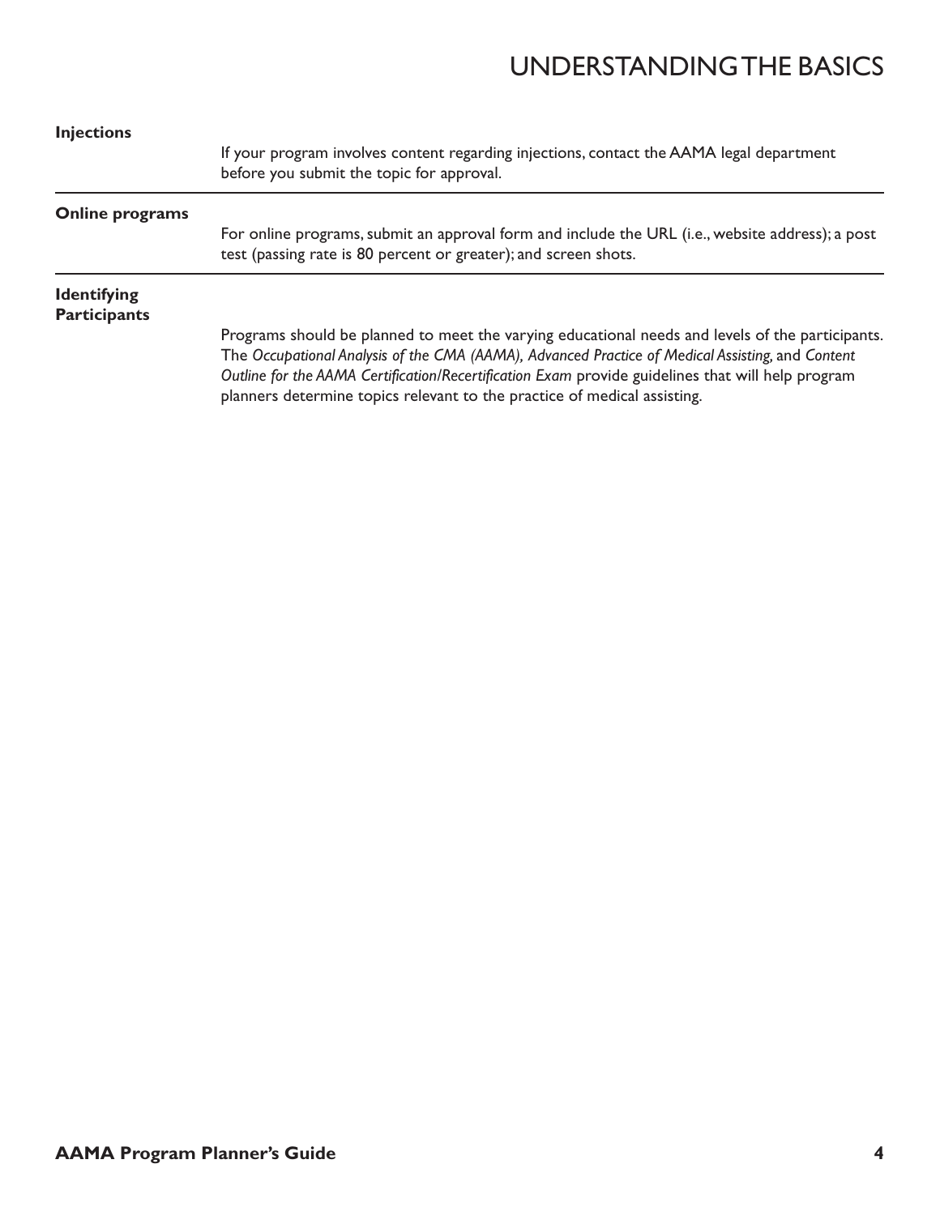**Injections**

If your program involves content regarding injections, contact the AAMA legal department before you submit the topic for approval.

**Online programs**

For online programs, submit an approval form and include the URL (i.e., website address); a post test (passing rate is 80 percent or greater); and screen shots.

**Identifying Participants**

Programs should be planned to meet the varying educational needs and levels of the participants. The *Occupational Analysis of the CMA (AAMA), Advanced Practice of Medical Assisting,* and *Content Outline for the AAMA Certification/Recertification Exam* provide guidelines that will help program planners determine topics relevant to the practice of medical assisting.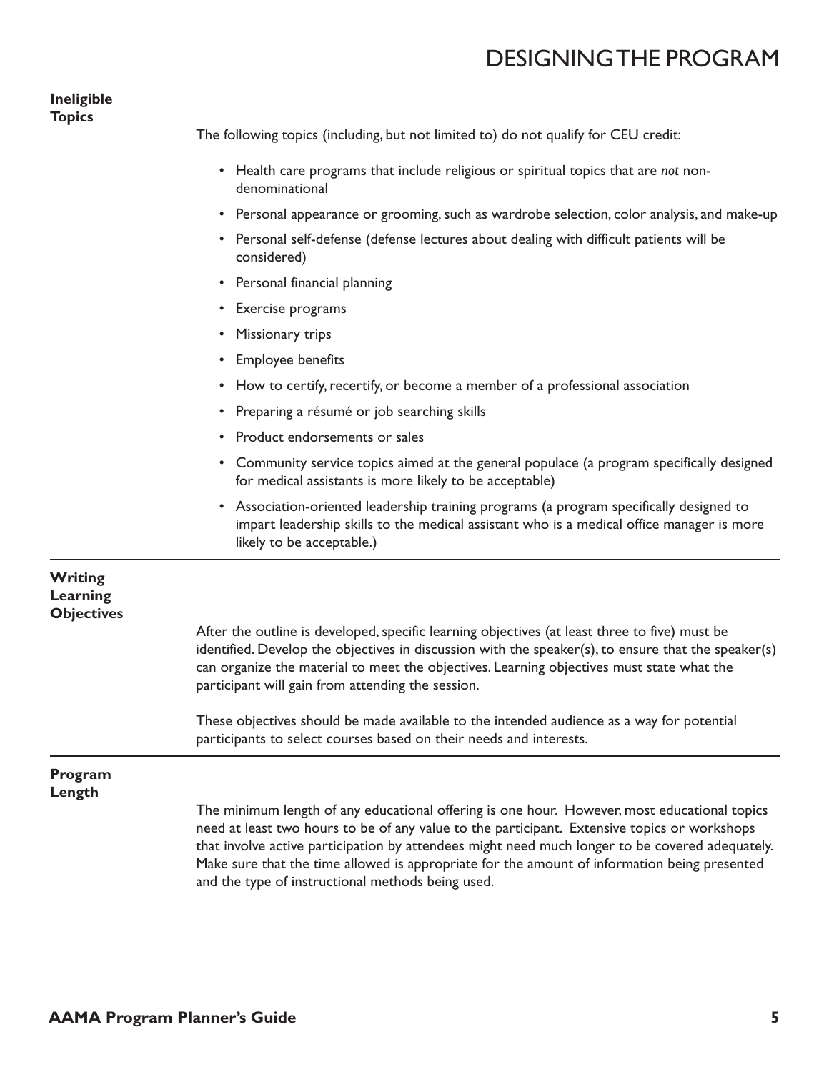# DESIGNING THE PROGRAM

## Ineligible Topics

The following topics (including, but not limited to) do not qualify for CEU credit:

- Health care programs that include religious or spiritual topics that are *not* non-denominational
- Personal appearance or grooming, such as wardrobe selection, color analysis, and make-up
- Personal self-defense (defense lectures about dealing with difficult patients will be considered)
- Personal financial planning
- Exercise programs
- Missionary trips
- Employee benefits
- How to certify, recertify, or become a member of a professional association
- Preparing a résumé or job searching skills
- Product endorsements or sales
- Community service topics aimed at the general populace (a program specifically designed for medical assistants is more likely to be acceptable)
- Association-oriented leadership training programs (a program specifically designed to impart leadership skills to the medical assistant who is a medical office manager is more likely to be acceptable.)

## Writing Learning Objectives

After the outline is developed, specific learning objectives (at least three to five) must be identified. Develop the objectives in discussion with the speaker(s), to ensure that the speaker(s) can organize the material to meet the objectives. Learning objectives must state what the participant will gain from attending the session.

These objectives should be made available to the intended audience as a way for potential participants to select courses based on their needs and interests.

## Program Length

The minimum length of any educational offering is one hour. However, most educational topics need at least two hours to be of any value to the participant. Extensive topics or workshops that involve active participation by attendees might need much longer to be covered adequately. Make sure that the time allowed is appropriate for the amount of information being presented and the type of instructional methods being used.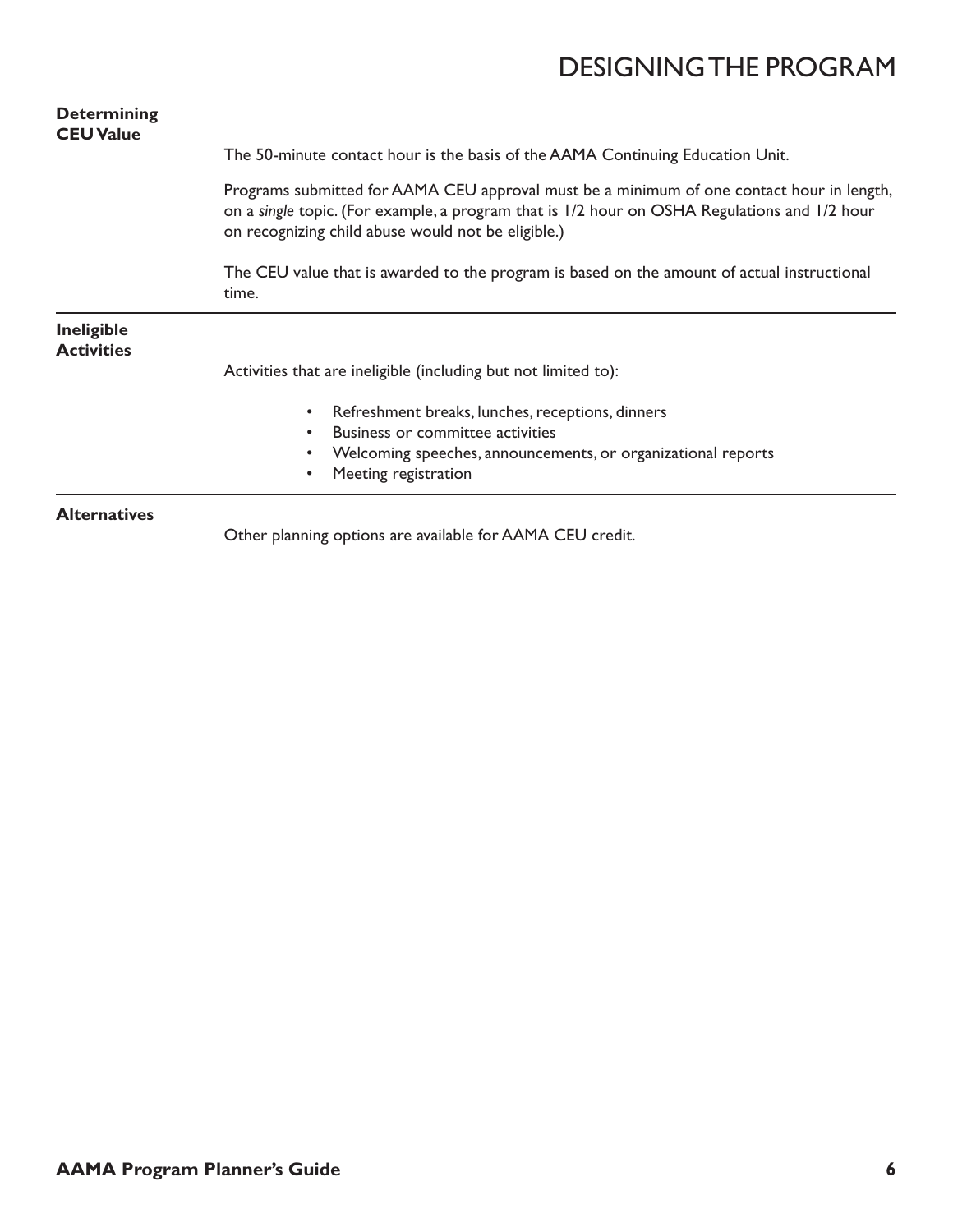# DESIGNING THE PROGRAM

### Determining CEU Value

The 50-minute contact hour is the basis of the AAMA Continuing Education Unit.

Programs submitted for AAMA CEU approval must be a minimum of one contact hour in length, on a *single* topic. (For example, a program that is 1/2 hour on OSHA Regulations and 1/2 hour on recognizing child abuse would not be eligible.)

The CEU value that is awarded to the program is based on the amount of actual instructional time.

---

### Ineligible Activities

Activities that are ineligible (including but not limited to):

- Refreshment breaks, lunches, receptions, dinners
- Business or committee activities
- Welcoming speeches, announcements, or organizational reports
- Meeting registration

---

### Alternatives

Other planning options are available for AAMA CEU credit.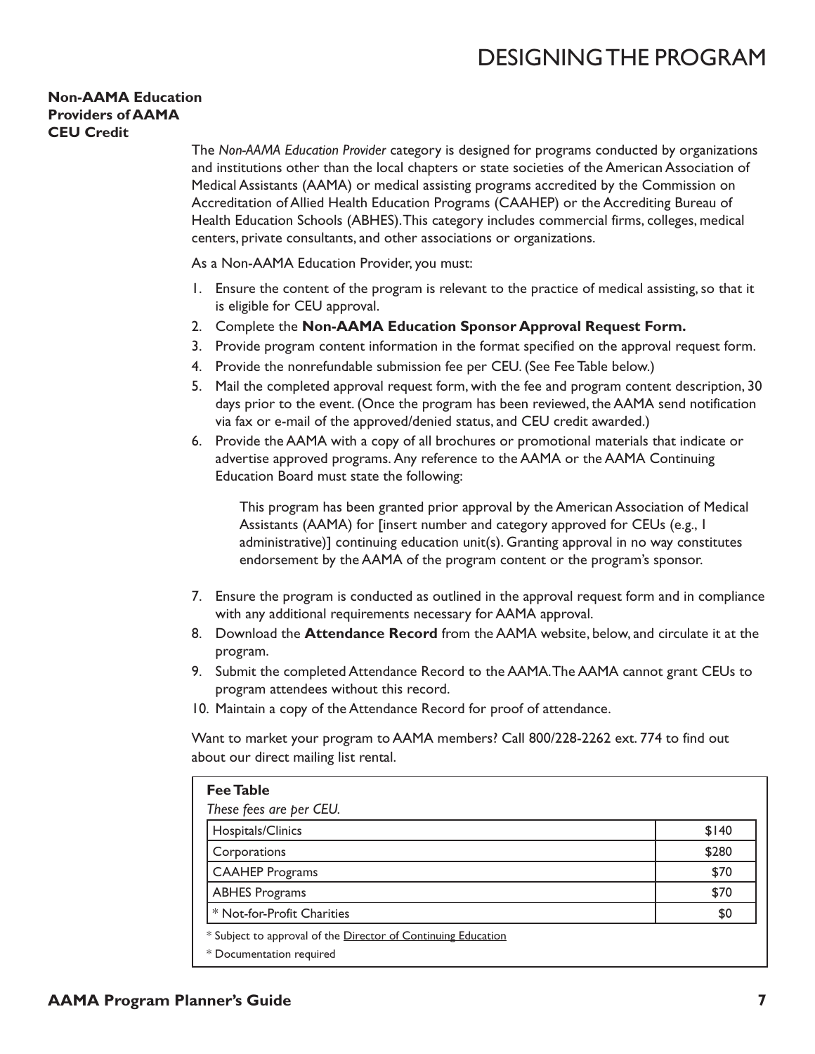# DESIGNING THE PROGRAM

## Non-AAMA Education Providers of AAMA CEU Credit

The *Non-AAMA Education Provider* category is designed for programs conducted by organizations and institutions other than the local chapters or state societies of the American Association of Medical Assistants (AAMA) or medical assisting programs accredited by the Commission on Accreditation of Allied Health Education Programs (CAAHEP) or the Accrediting Bureau of Health Education Schools (ABHES). This category includes commercial firms, colleges, medical centers, private consultants, and other associations or organizations.

As a Non-AAMA Education Provider, you must:

1. Ensure the content of the program is relevant to the practice of medical assisting, so that it is eligible for CEU approval.
2. Complete the **Non-AAMA Education Sponsor Approval Request Form.**
3. Provide program content information in the format specified on the approval request form.
4. Provide the nonrefundable submission fee per CEU. (See Fee Table below.)
5. Mail the completed approval request form, with the fee and program content description, 30 days prior to the event. (Once the program has been reviewed, the AAMA send notification via fax or e-mail of the approved/denied status, and CEU credit awarded.)
6. Provide the AAMA with a copy of all brochures or promotional materials that indicate or advertise approved programs. Any reference to the AAMA or the AAMA Continuing Education Board must state the following:

   This program has been granted prior approval by the American Association of Medical Assistants (AAMA) for [insert number and category approved for CEUs (e.g., 1 administrative)] continuing education unit(s). Granting approval in no way constitutes endorsement by the AAMA of the program content or the program's sponsor.

7. Ensure the program is conducted as outlined in the approval request form and in compliance with any additional requirements necessary for AAMA approval.
8. Download the **Attendance Record** from the AAMA website, below, and circulate it at the program.
9. Submit the completed Attendance Record to the AAMA. The AAMA cannot grant CEUs to program attendees without this record.
10. Maintain a copy of the Attendance Record for proof of attendance.

Want to market your program to AAMA members? Call 800/228-2262 ext. 774 to find out about our direct mailing list rental.

**Fee Table**

*These fees are per CEU.*

| Category | Fee |
|---|---|
| Hospitals/Clinics | $140 |
| Corporations | $280 |
| CAAHEP Programs | $70 |
| ABHES Programs | $70 |
| * Not-for-Profit Charities | $0 |

* Subject to approval of the Director of Continuing Education

* Documentation required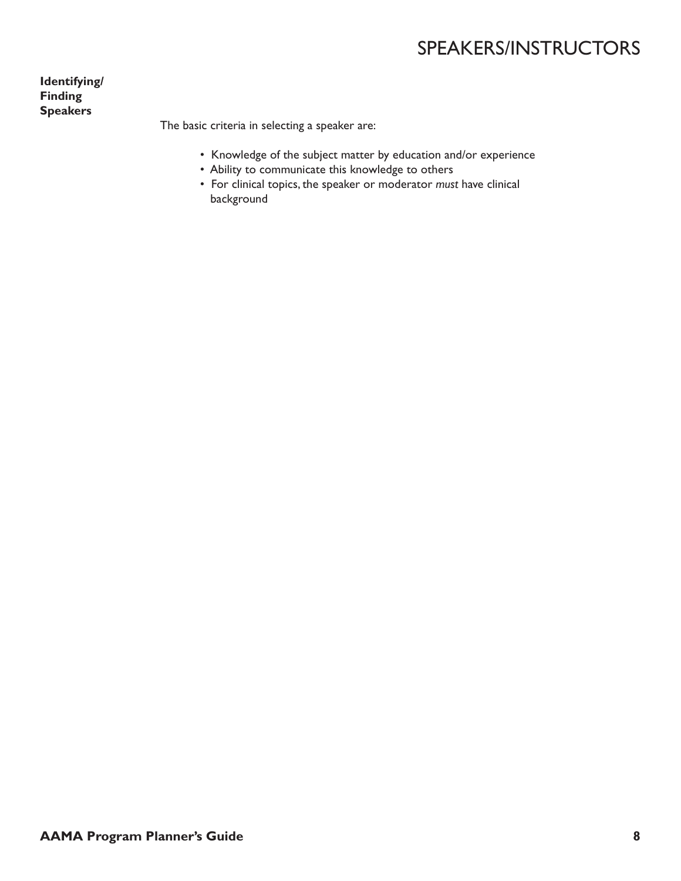# SPEAKERS/INSTRUCTORS

**Identifying/ Finding Speakers**

The basic criteria in selecting a speaker are:

- Knowledge of the subject matter by education and/or experience
- Ability to communicate this knowledge to others
- For clinical topics, the speaker or moderator *must* have clinical background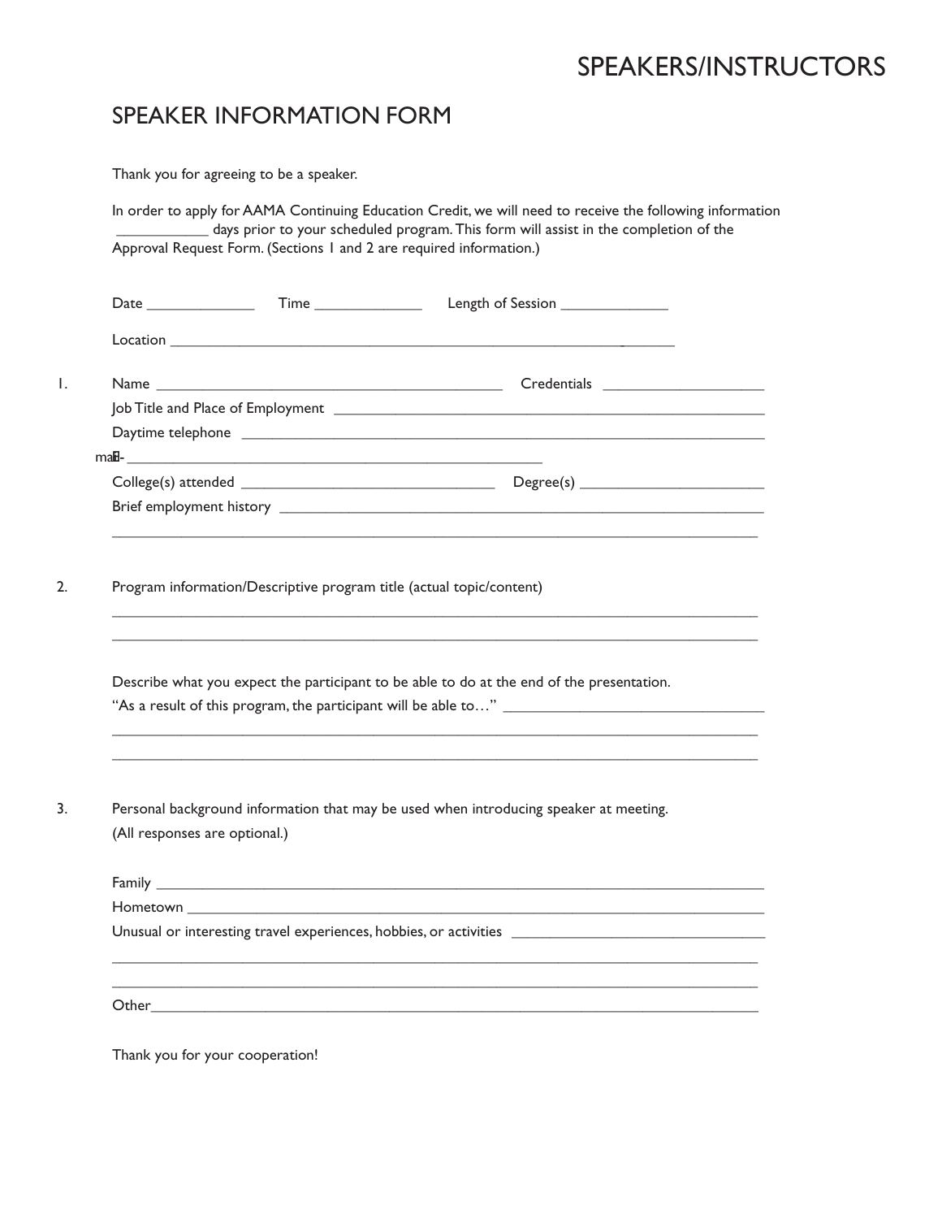# SPEAKERS/INSTRUCTORS

## SPEAKER INFORMATION FORM

Thank you for agreeing to be a speaker.

In order to apply for AAMA Continuing Education Credit, we will need to receive the following information ___________ days prior to your scheduled program. This form will assist in the completion of the Approval Request Form. (Sections 1 and 2 are required information.)

Date _____________ Time _____________ Length of Session _____________

Location ______________________________________________________________

1. Name ____________________________________________ Credentials ____________________

   Job Title and Place of Employment ______________________________________________________

   Daytime telephone __________________________________________________________________

   E-mail ______________________________________________________

   College(s) attended ________________________________ Degree(s) _______________________

   Brief employment history ______________________________________________________________

   ________________________________________________________________________________

2. Program information/Descriptive program title (actual topic/content)

   ________________________________________________________________________________

   ________________________________________________________________________________

   Describe what you expect the participant to be able to do at the end of the presentation.
   "As a result of this program, the participant will be able to…" ________________________________

   ________________________________________________________________________________

   ________________________________________________________________________________

3. Personal background information that may be used when introducing speaker at meeting.
   (All responses are optional.)

   Family _________________________________________________________________________

   Hometown ______________________________________________________________________

   Unusual or interesting travel experiences, hobbies, or activities _______________________________

   ________________________________________________________________________________

   ________________________________________________________________________________

   Other__________________________________________________________________________

Thank you for your cooperation!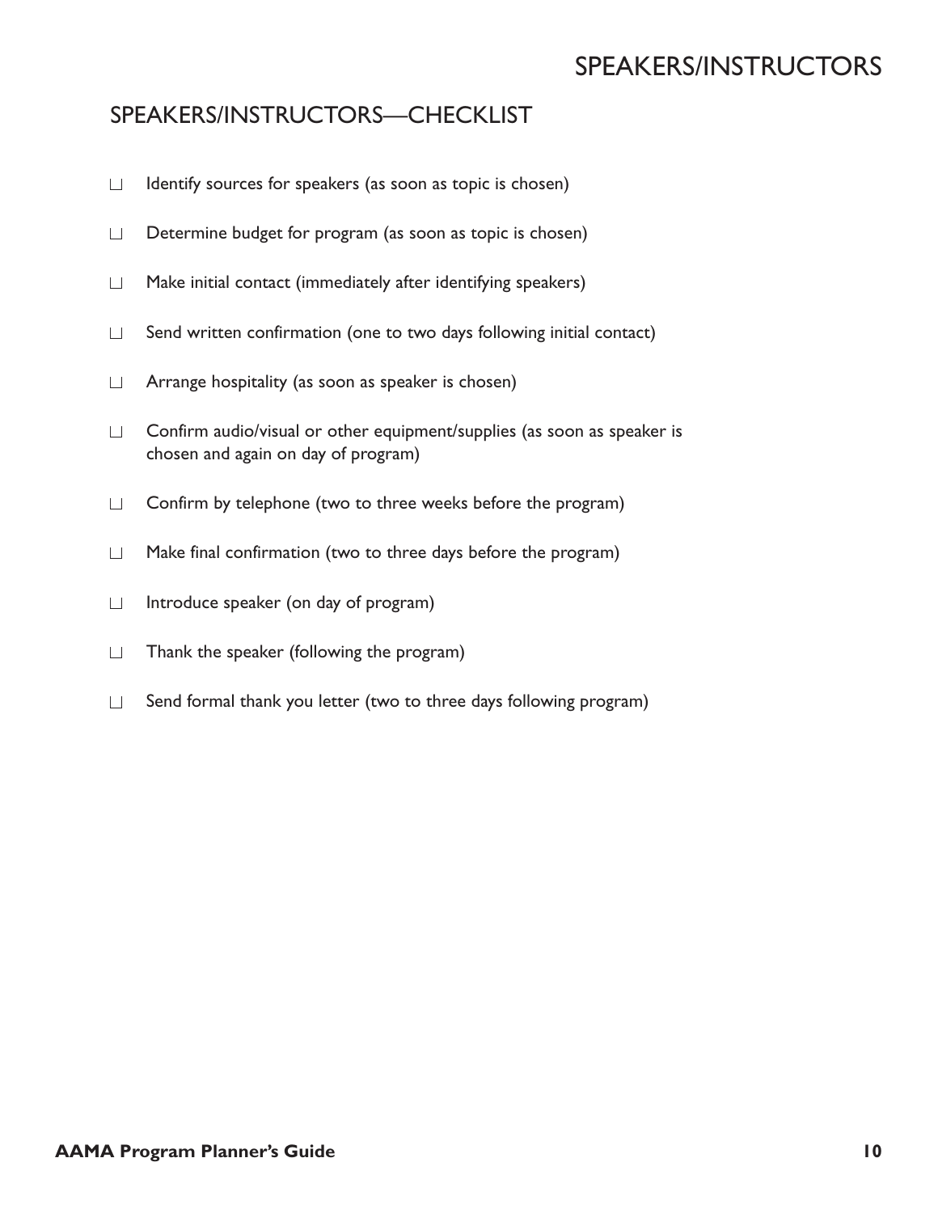## SPEAKERS/INSTRUCTORS—CHECKLIST

- ☐ Identify sources for speakers (as soon as topic is chosen)
- ☐ Determine budget for program (as soon as topic is chosen)
- ☐ Make initial contact (immediately after identifying speakers)
- ☐ Send written confirmation (one to two days following initial contact)
- ☐ Arrange hospitality (as soon as speaker is chosen)
- ☐ Confirm audio/visual or other equipment/supplies (as soon as speaker is chosen and again on day of program)
- ☐ Confirm by telephone (two to three weeks before the program)
- ☐ Make final confirmation (two to three days before the program)
- ☐ Introduce speaker (on day of program)
- ☐ Thank the speaker (following the program)
- ☐ Send formal thank you letter (two to three days following program)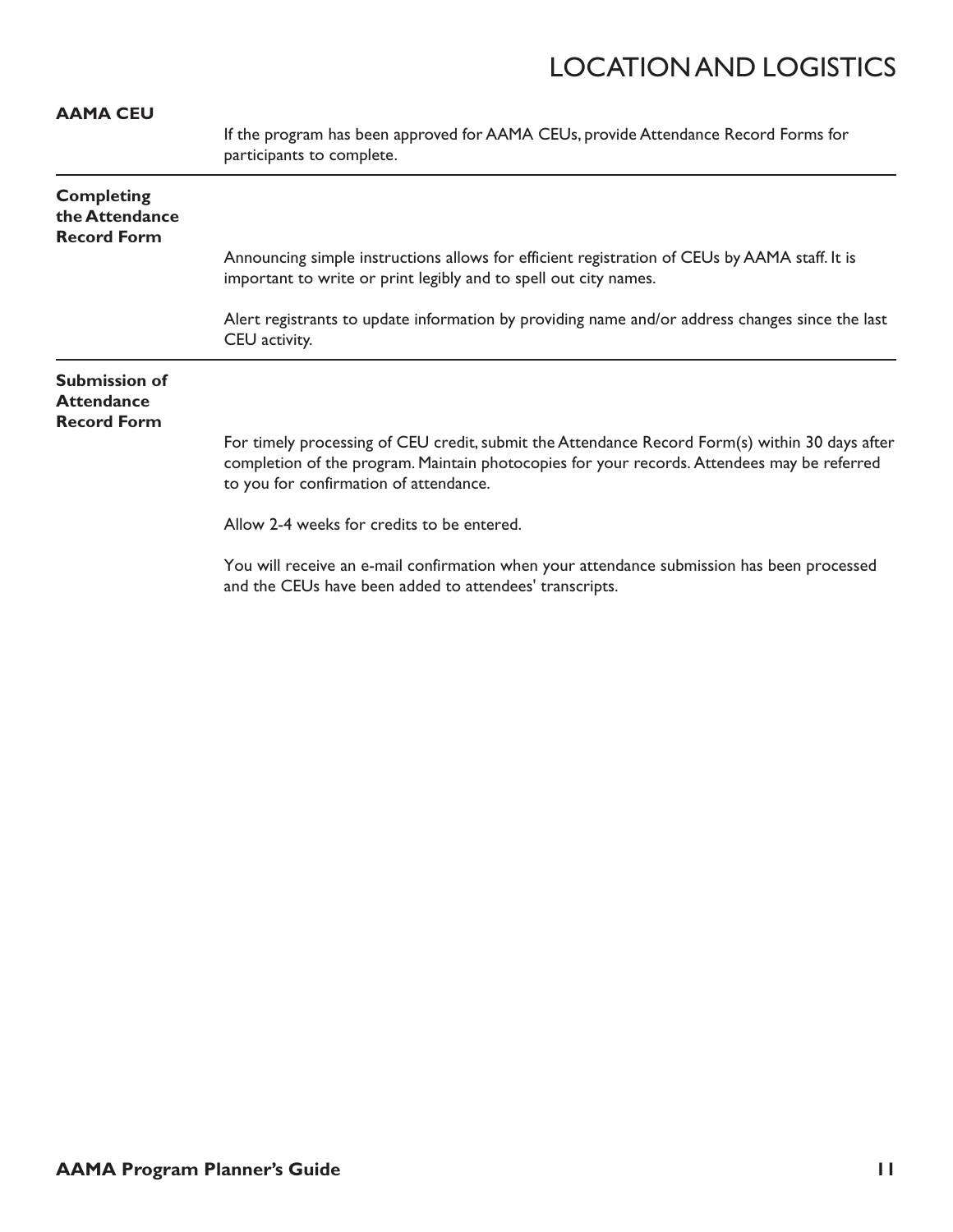# LOCATION AND LOGISTICS

### AAMA CEU

If the program has been approved for AAMA CEUs, provide Attendance Record Forms for participants to complete.

### Completing the Attendance Record Form

Announcing simple instructions allows for efficient registration of CEUs by AAMA staff. It is important to write or print legibly and to spell out city names.

Alert registrants to update information by providing name and/or address changes since the last CEU activity.

### Submission of Attendance Record Form

For timely processing of CEU credit, submit the Attendance Record Form(s) within 30 days after completion of the program. Maintain photocopies for your records. Attendees may be referred to you for confirmation of attendance.

Allow 2-4 weeks for credits to be entered.

You will receive an e-mail confirmation when your attendance submission has been processed and the CEUs have been added to attendees' transcripts.